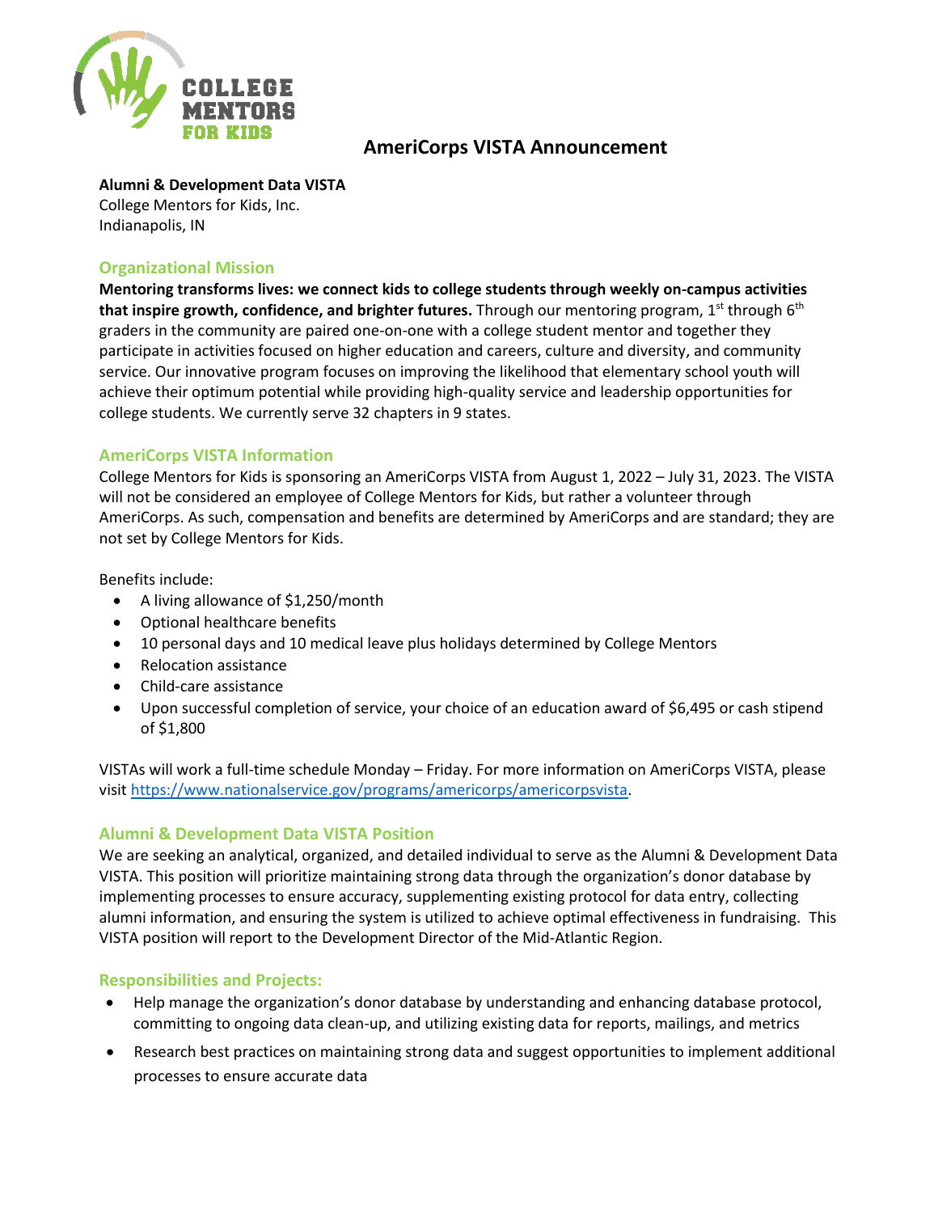# AmeriCorps VISTA Announcement

**Alumni & Development Data VISTA**
College Mentors for Kids, Inc.
Indianapolis, IN

## Organizational Mission

**Mentoring transforms lives: we connect kids to college students through weekly on-campus activities that inspire growth, confidence, and brighter futures.** Through our mentoring program, 1st through 6th graders in the community are paired one-on-one with a college student mentor and together they participate in activities focused on higher education and careers, culture and diversity, and community service. Our innovative program focuses on improving the likelihood that elementary school youth will achieve their optimum potential while providing high-quality service and leadership opportunities for college students. We currently serve 32 chapters in 9 states.

## AmeriCorps VISTA Information

College Mentors for Kids is sponsoring an AmeriCorps VISTA from August 1, 2022 – July 31, 2023. The VISTA will not be considered an employee of College Mentors for Kids, but rather a volunteer through AmeriCorps. As such, compensation and benefits are determined by AmeriCorps and are standard; they are not set by College Mentors for Kids.

Benefits include:

- A living allowance of $1,250/month
- Optional healthcare benefits
- 10 personal days and 10 medical leave plus holidays determined by College Mentors
- Relocation assistance
- Child-care assistance
- Upon successful completion of service, your choice of an education award of $6,495 or cash stipend of $1,800

VISTAs will work a full-time schedule Monday – Friday. For more information on AmeriCorps VISTA, please visit https://www.nationalservice.gov/programs/americorps/americorpsvista.

## Alumni & Development Data VISTA Position

We are seeking an analytical, organized, and detailed individual to serve as the Alumni & Development Data VISTA. This position will prioritize maintaining strong data through the organization's donor database by implementing processes to ensure accuracy, supplementing existing protocol for data entry, collecting alumni information, and ensuring the system is utilized to achieve optimal effectiveness in fundraising. This VISTA position will report to the Development Director of the Mid-Atlantic Region.

## Responsibilities and Projects:

- Help manage the organization's donor database by understanding and enhancing database protocol, committing to ongoing data clean-up, and utilizing existing data for reports, mailings, and metrics
- Research best practices on maintaining strong data and suggest opportunities to implement additional processes to ensure accurate data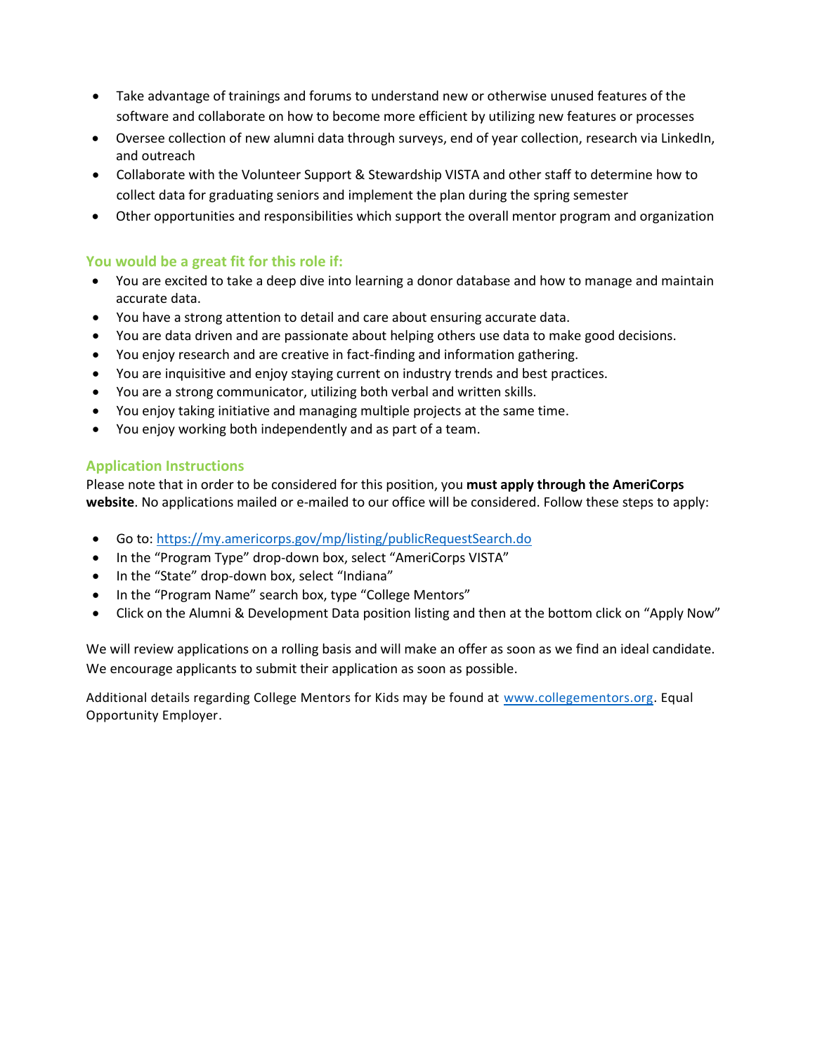- Take advantage of trainings and forums to understand new or otherwise unused features of the software and collaborate on how to become more efficient by utilizing new features or processes
- Oversee collection of new alumni data through surveys, end of year collection, research via LinkedIn, and outreach
- Collaborate with the Volunteer Support & Stewardship VISTA and other staff to determine how to collect data for graduating seniors and implement the plan during the spring semester
- Other opportunities and responsibilities which support the overall mentor program and organization

### You would be a great fit for this role if:

- You are excited to take a deep dive into learning a donor database and how to manage and maintain accurate data.
- You have a strong attention to detail and care about ensuring accurate data.
- You are data driven and are passionate about helping others use data to make good decisions.
- You enjoy research and are creative in fact-finding and information gathering.
- You are inquisitive and enjoy staying current on industry trends and best practices.
- You are a strong communicator, utilizing both verbal and written skills.
- You enjoy taking initiative and managing multiple projects at the same time.
- You enjoy working both independently and as part of a team.

### Application Instructions

Please note that in order to be considered for this position, you **must apply through the AmeriCorps website**. No applications mailed or e-mailed to our office will be considered. Follow these steps to apply:

- Go to: https://my.americorps.gov/mp/listing/publicRequestSearch.do
- In the "Program Type" drop-down box, select "AmeriCorps VISTA"
- In the "State" drop-down box, select "Indiana"
- In the "Program Name" search box, type "College Mentors"
- Click on the Alumni & Development Data position listing and then at the bottom click on "Apply Now"

We will review applications on a rolling basis and will make an offer as soon as we find an ideal candidate. We encourage applicants to submit their application as soon as possible.

Additional details regarding College Mentors for Kids may be found at www.collegementors.org. Equal Opportunity Employer.